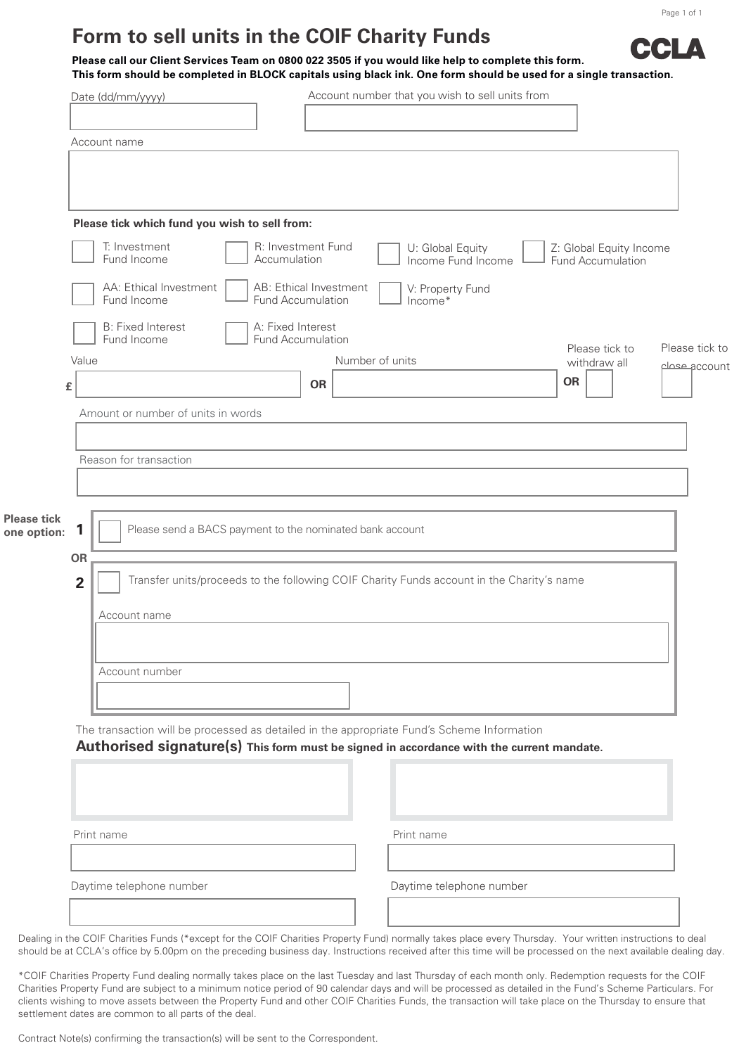# Form to sell units in the COIF Charity Funds

CCLA

**Please call our Client Services Team on 0800 022 3505 if you would like help to complete this form.**
**This form should be completed in BLOCK capitals using black ink. One form should be used for a single transaction.**

Date (dd/mm/yyyy) ______________________

Account number that you wish to sell units from ______________________

Account name ______________________

**Please tick which fund you wish to sell from:**

- ☐ T: Investment Fund Income
- ☐ R: Investment Fund Accumulation
- ☐ U: Global Equity Income Fund Income
- ☐ Z: Global Equity Income Fund Accumulation
- ☐ AA: Ethical Investment Fund Income
- ☐ AB: Ethical Investment Fund Accumulation
- ☐ V: Property Fund Income*
- ☐ B: Fixed Interest Fund Income
- ☐ A: Fixed Interest Fund Accumulation

Value £ ______________________ **OR** Number of units ______________________ **OR** Please tick to withdraw all ☐ Please tick to close account ☐

Amount or number of units in words ______________________

Reason for transaction ______________________

**Please tick one option:**

**1** ☐ Please send a BACS payment to the nominated bank account

**OR**

**2** ☐ Transfer units/proceeds to the following COIF Charity Funds account in the Charity's name

Account name ______________________

Account number ______________________

The transaction will be processed as detailed in the appropriate Fund's Scheme Information

## Authorised signature(s) **This form must be signed in accordance with the current mandate.**

| Signature | Signature |
|---|---|
| | |
| Print name | Print name |
| | |
| Daytime telephone number | Daytime telephone number |
| | |

Dealing in the COIF Charities Funds (*except for the COIF Charities Property Fund) normally takes place every Thursday. Your written instructions to deal should be at CCLA's office by 5.00pm on the preceding business day. Instructions received after this time will be processed on the next available dealing day.

*COIF Charities Property Fund dealing normally takes place on the last Tuesday and last Thursday of each month only. Redemption requests for the COIF Charities Property Fund are subject to a minimum notice period of 90 calendar days and will be processed as detailed in the Fund's Scheme Particulars. For clients wishing to move assets between the Property Fund and other COIF Charities Funds, the transaction will take place on the Thursday to ensure that settlement dates are common to all parts of the deal.

Contract Note(s) confirming the transaction(s) will be sent to the Correspondent.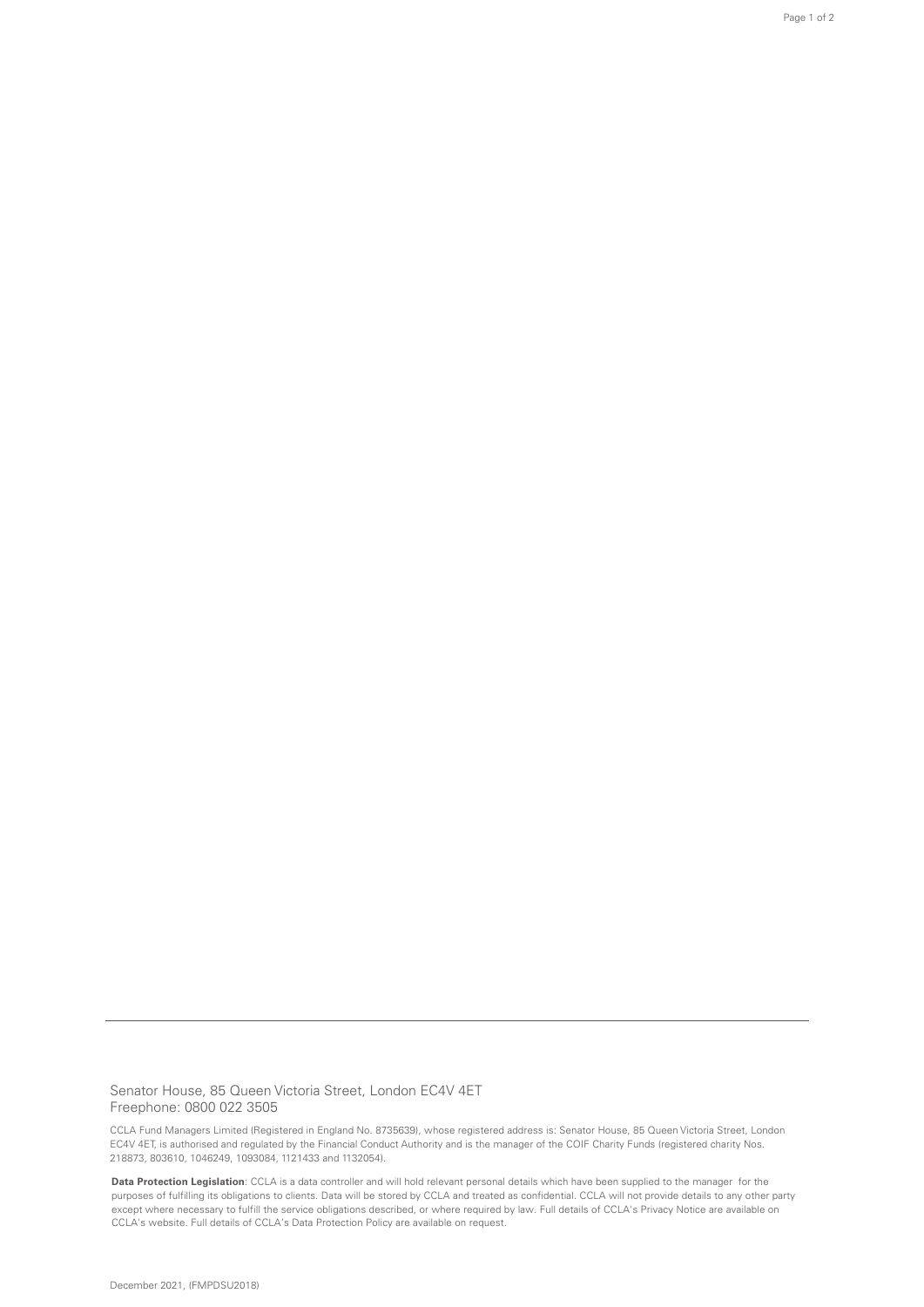Senator House, 85 Queen Victoria Street, London EC4V 4ET
Freephone: 0800 022 3505

CCLA Fund Managers Limited (Registered in England No. 8735639), whose registered address is: Senator House, 85 Queen Victoria Street, London EC4V 4ET, is authorised and regulated by the Financial Conduct Authority and is the manager of the COIF Charity Funds (registered charity Nos. 218873, 803610, 1046249, 1093084, 1121433 and 1132054).

**Data Protection Legislation**: CCLA is a data controller and will hold relevant personal details which have been supplied to the manager for the purposes of fulfilling its obligations to clients. Data will be stored by CCLA and treated as confidential. CCLA will not provide details to any other party except where necessary to fulfill the service obligations described, or where required by law. Full details of CCLA's Privacy Notice are available on CCLA's website. Full details of CCLA's Data Protection Policy are available on request.

December 2021, (FMPDSU2018)